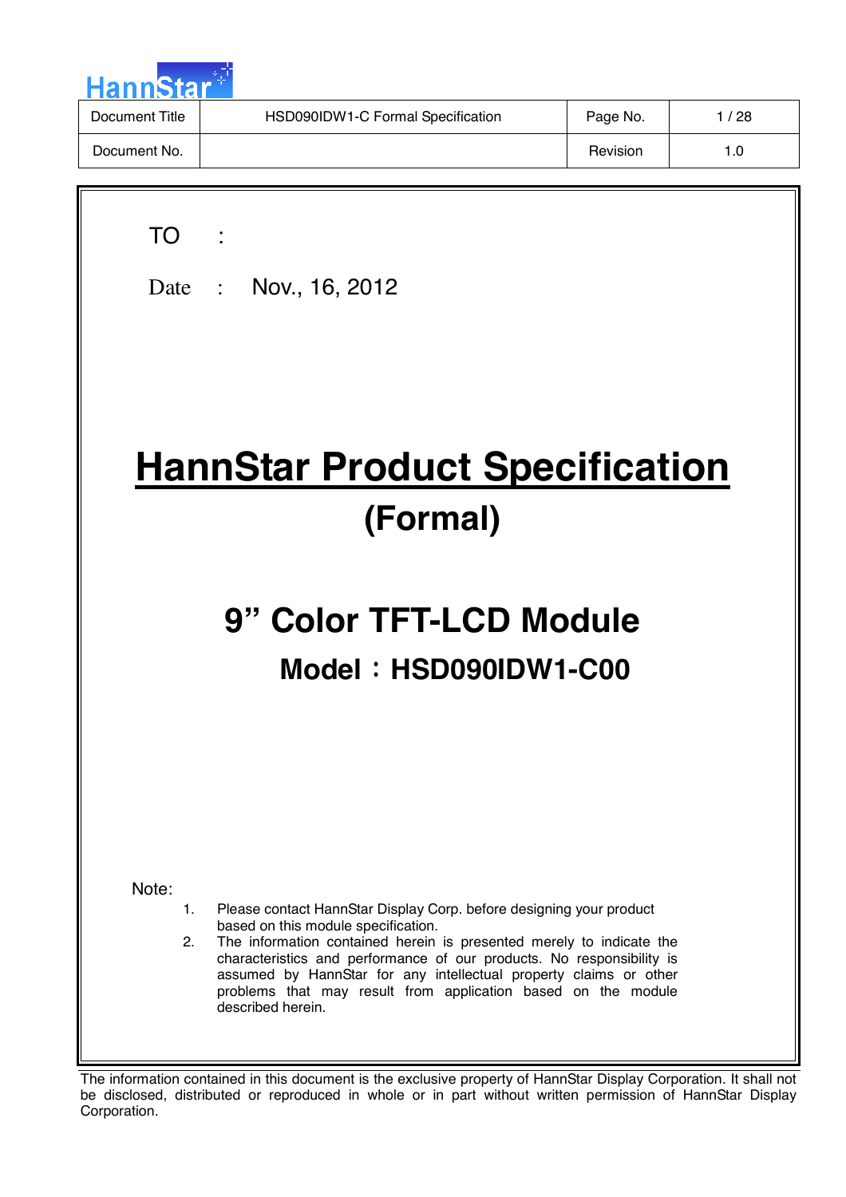HannStar

| Document Title | HSD090IDW1-C Formal Specification | Page No. | 1 / 28 |
|---|---|---|---|
| Document No. | | Revision | 1.0 |

TO :

Date : Nov., 16, 2012

# HannStar Product Specification

## (Formal)

## 9" Color TFT-LCD Module

### Model：HSD090IDW1-C00

Note:

1. Please contact HannStar Display Corp. before designing your product based on this module specification.
2. The information contained herein is presented merely to indicate the characteristics and performance of our products. No responsibility is assumed by HannStar for any intellectual property claims or other problems that may result from application based on the module described herein.

The information contained in this document is the exclusive property of HannStar Display Corporation. It shall not be disclosed, distributed or reproduced in whole or in part without written permission of HannStar Display Corporation.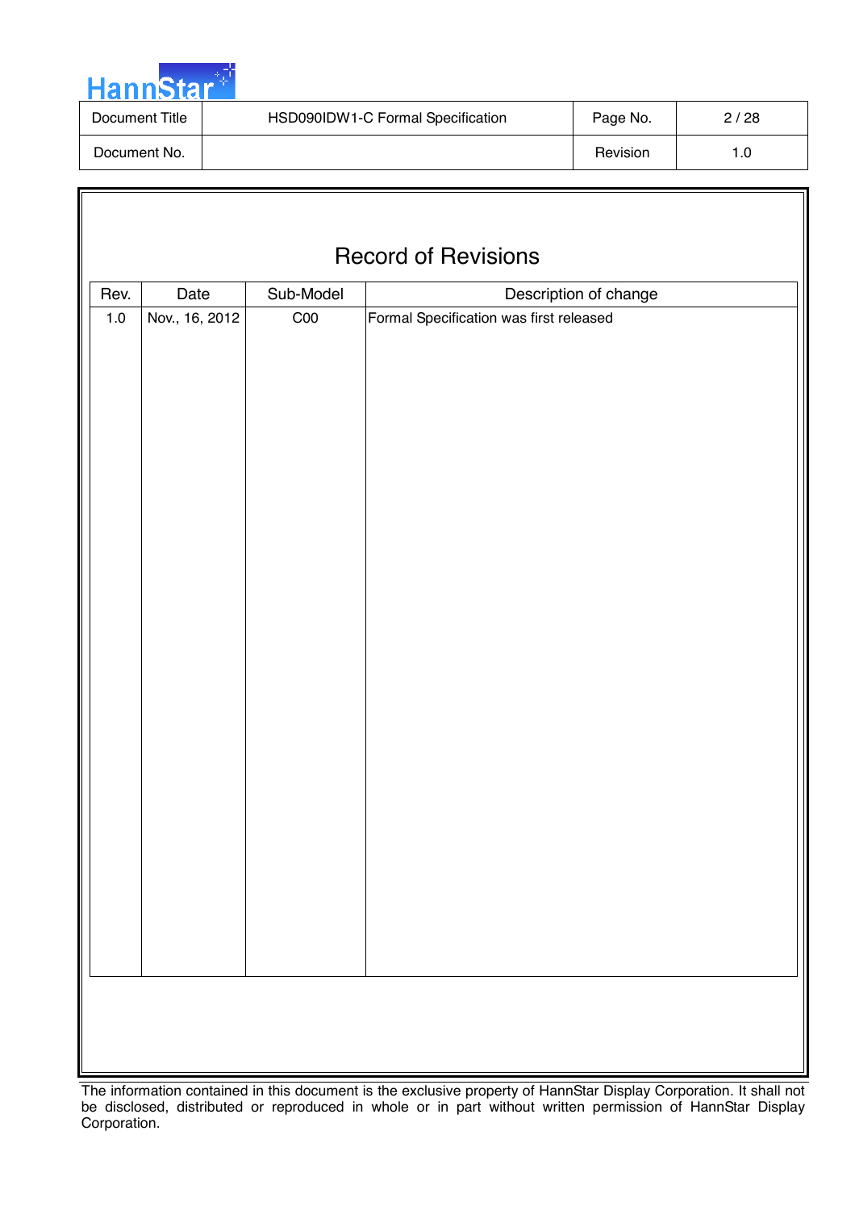# Record of Revisions

| Rev. | Date | Sub-Model | Description of change |
| --- | --- | --- | --- |
| 1.0 | Nov., 16, 2012 | C00 | Formal Specification was first released |

The information contained in this document is the exclusive property of HannStar Display Corporation. It shall not be disclosed, distributed or reproduced in whole or in part without written permission of HannStar Display Corporation.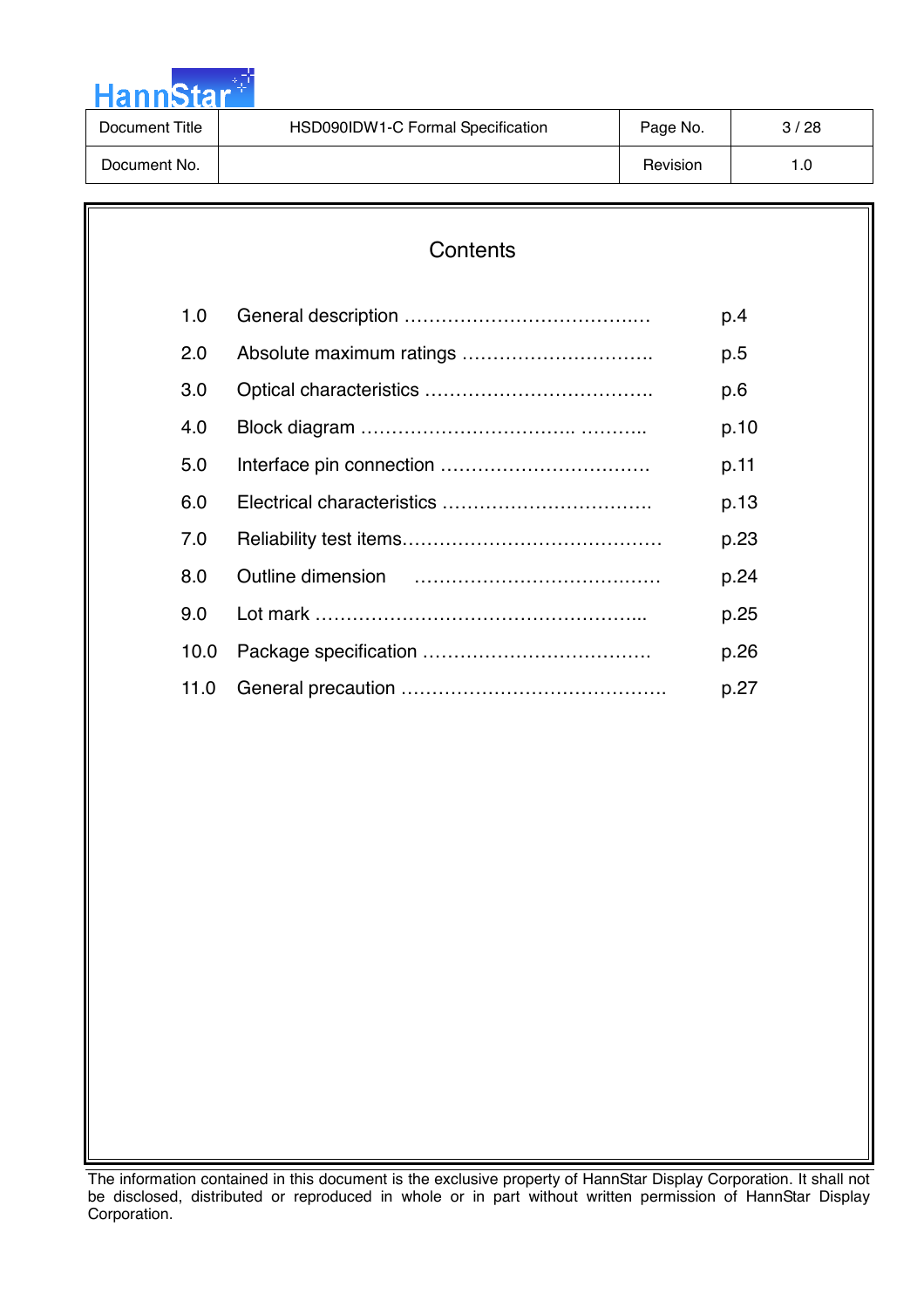# Contents

| | | |
|---|---|---|
| 1.0 | General description ……………………………….… | p.4 |
| 2.0 | Absolute maximum ratings …………………………. | p.5 |
| 3.0 | Optical characteristics ………………………………. | p.6 |
| 4.0 | Block diagram ……………………………. ……….. | p.10 |
| 5.0 | Interface pin connection ……………………………. | p.11 |
| 6.0 | Electrical characteristics ……………………………. | p.13 |
| 7.0 | Reliability test items…………………………………… | p.23 |
| 8.0 | Outline dimension ………………………………..…… | p.24 |
| 9.0 | Lot mark ……………………………………………... | p.25 |
| 10.0 | Package specification ………………………………. | p.26 |
| 11.0 | General precaution ……………………………………. | p.27 |

The information contained in this document is the exclusive property of HannStar Display Corporation. It shall not be disclosed, distributed or reproduced in whole or in part without written permission of HannStar Display Corporation.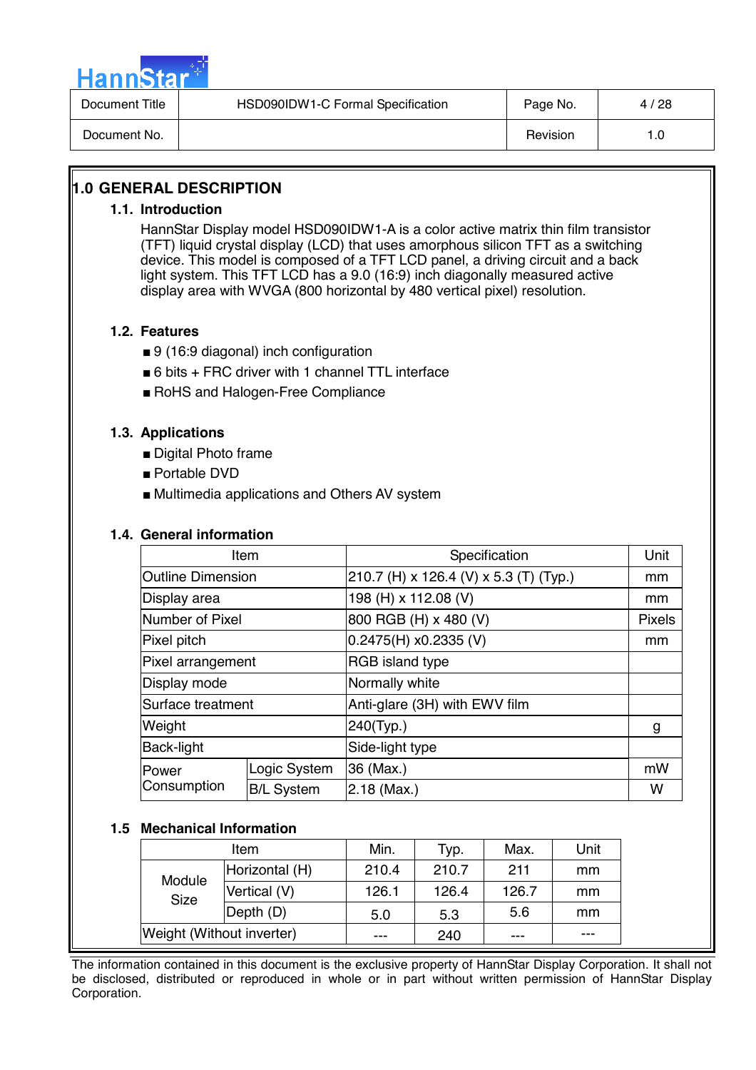# 1.0 GENERAL DESCRIPTION

## 1.1. Introduction

HannStar Display model HSD090IDW1-A is a color active matrix thin film transistor (TFT) liquid crystal display (LCD) that uses amorphous silicon TFT as a switching device. This model is composed of a TFT LCD panel, a driving circuit and a back light system. This TFT LCD has a 9.0 (16:9) inch diagonally measured active display area with WVGA (800 horizontal by 480 vertical pixel) resolution.

## 1.2. Features

- 9 (16:9 diagonal) inch configuration
- 6 bits + FRC driver with 1 channel TTL interface
- RoHS and Halogen-Free Compliance

## 1.3. Applications

- Digital Photo frame
- Portable DVD
- Multimedia applications and Others AV system

## 1.4. General information

| Item | | Specification | Unit |
|---|---|---|---|
| Outline Dimension | | 210.7 (H) x 126.4 (V) x 5.3 (T) (Typ.) | mm |
| Display area | | 198 (H) x 112.08 (V) | mm |
| Number of Pixel | | 800 RGB (H) x 480 (V) | Pixels |
| Pixel pitch | | 0.2475(H) x0.2335 (V) | mm |
| Pixel arrangement | | RGB island type | |
| Display mode | | Normally white | |
| Surface treatment | | Anti-glare (3H) with EWV film | |
| Weight | | 240(Typ.) | g |
| Back-light | | Side-light type | |
| Power Consumption | Logic System | 36 (Max.) | mW |
| | B/L System | 2.18 (Max.) | W |

## 1.5 Mechanical Information

| Item | | Min. | Typ. | Max. | Unit |
|---|---|---|---|---|---|
| Module Size | Horizontal (H) | 210.4 | 210.7 | 211 | mm |
| | Vertical (V) | 126.1 | 126.4 | 126.7 | mm |
| | Depth (D) | 5.0 | 5.3 | 5.6 | mm |
| Weight (Without inverter) | | --- | 240 | --- | --- |

The information contained in this document is the exclusive property of HannStar Display Corporation. It shall not be disclosed, distributed or reproduced in whole or in part without written permission of HannStar Display Corporation.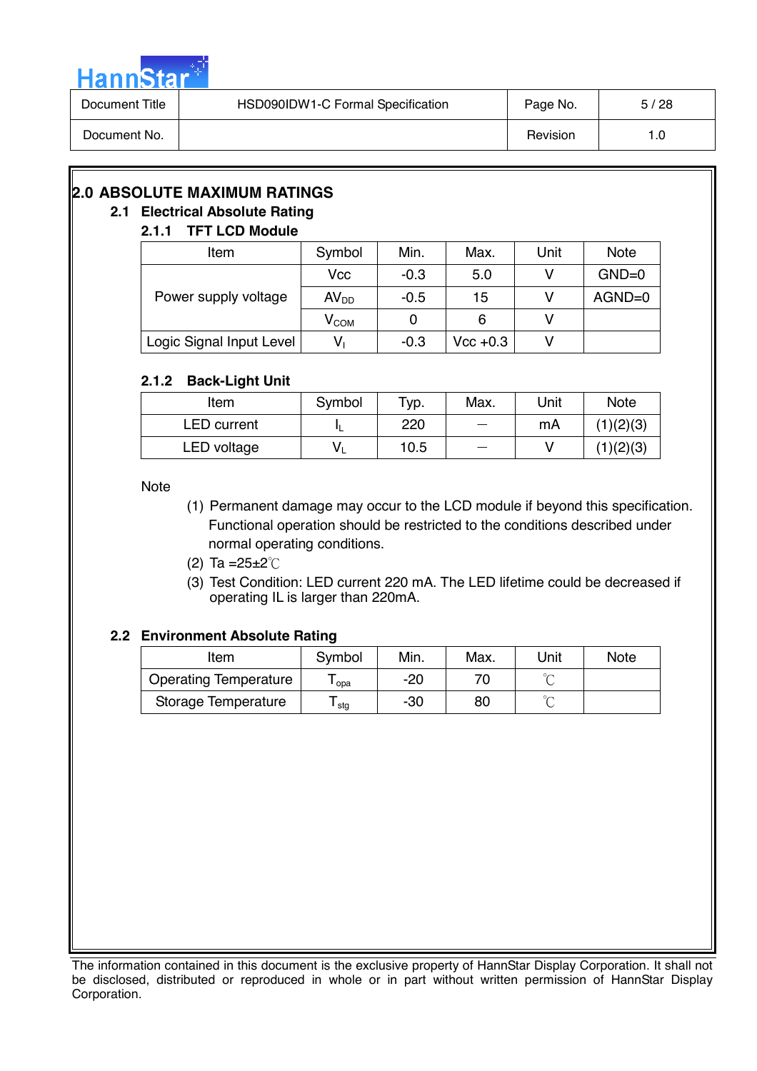## 2.0 ABSOLUTE MAXIMUM RATINGS

### 2.1 Electrical Absolute Rating

#### 2.1.1 TFT LCD Module

| Item | Symbol | Min. | Max. | Unit | Note |
|---|---|---|---|---|---|
| Power supply voltage | Vcc | -0.3 | 5.0 | V | GND=0 |
| | $AV_{DD}$ | -0.5 | 15 | V | AGND=0 |
| | $V_{COM}$ | 0 | 6 | V | |
| Logic Signal Input Level | $V_I$ | -0.3 | Vcc +0.3 | V | |

#### 2.1.2 Back-Light Unit

| Item | Symbol | Typ. | Max. | Unit | Note |
|---|---|---|---|---|---|
| LED current | $I_L$ | 220 | — | mA | (1)(2)(3) |
| LED voltage | $V_L$ | 10.5 | — | V | (1)(2)(3) |

Note

(1) Permanent damage may occur to the LCD module if beyond this specification. Functional operation should be restricted to the conditions described under normal operating conditions.

(2) Ta =25±2℃

(3) Test Condition: LED current 220 mA. The LED lifetime could be decreased if operating IL is larger than 220mA.

### 2.2 Environment Absolute Rating

| Item | Symbol | Min. | Max. | Unit | Note |
|---|---|---|---|---|---|
| Operating Temperature | $T_{opa}$ | -20 | 70 | ℃ | |
| Storage Temperature | $T_{stg}$ | -30 | 80 | ℃ | |

The information contained in this document is the exclusive property of HannStar Display Corporation. It shall not be disclosed, distributed or reproduced in whole or in part without written permission of HannStar Display Corporation.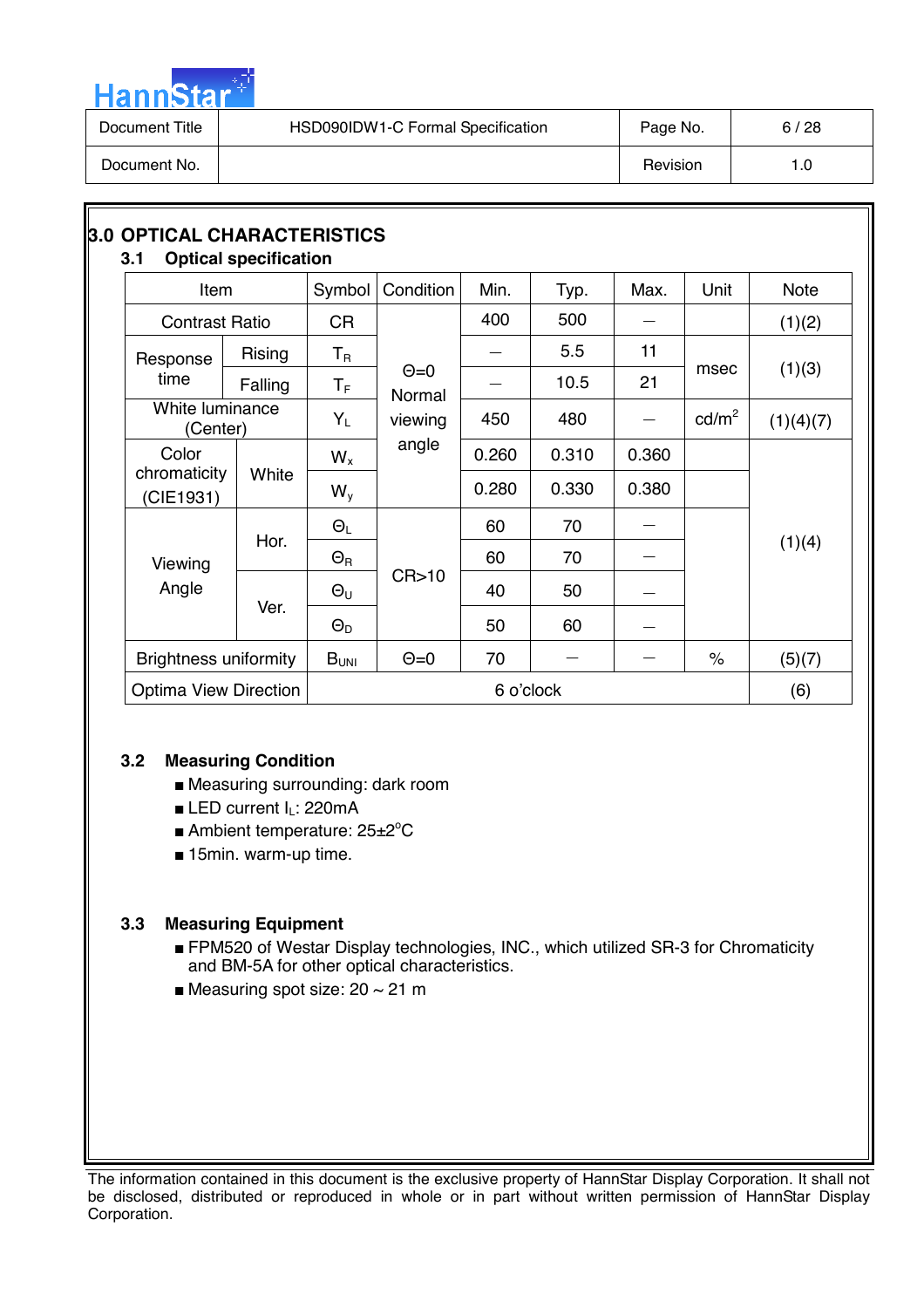## 3.0 OPTICAL CHARACTERISTICS

### 3.1 Optical specification

| Item | | Symbol | Condition | Min. | Typ. | Max. | Unit | Note |
|---|---|---|---|---|---|---|---|---|
| Contrast Ratio | | CR | Θ=0 Normal viewing angle | 400 | 500 | — | | (1)(2) |
| Response time | Rising | $T_R$ | | — | 5.5 | 11 | msec | (1)(3) |
| | Falling | $T_F$ | | — | 10.5 | 21 | | |
| White luminance (Center) | | $Y_L$ | | 450 | 480 | — | cd/m$^2$ | (1)(4)(7) |
| Color chromaticity (CIE1931) | White | $W_x$ | | 0.260 | 0.310 | 0.360 | | (1)(4) |
| | | $W_y$ | | 0.280 | 0.330 | 0.380 | | |
| Viewing Angle | Hor. | $\Theta_L$ | CR>10 | 60 | 70 | — | | |
| | | $\Theta_R$ | | 60 | 70 | — | | |
| | Ver. | $\Theta_U$ | | 40 | 50 | — | | |
| | | $\Theta_D$ | | 50 | 60 | — | | |
| Brightness uniformity | | $B_{UNI}$ | Θ=0 | 70 | — | — | % | (5)(7) |
| Optima View Direction | | 6 o'clock | | | | | | (6) |

### 3.2 Measuring Condition

- Measuring surrounding: dark room
- LED current $I_L$: 220mA
- Ambient temperature: 25±2°C
- 15min. warm-up time.

### 3.3 Measuring Equipment

- FPM520 of Westar Display technologies, INC., which utilized SR-3 for Chromaticity and BM-5A for other optical characteristics.
- Measuring spot size: 20 ~ 21 m

The information contained in this document is the exclusive property of HannStar Display Corporation. It shall not be disclosed, distributed or reproduced in whole or in part without written permission of HannStar Display Corporation.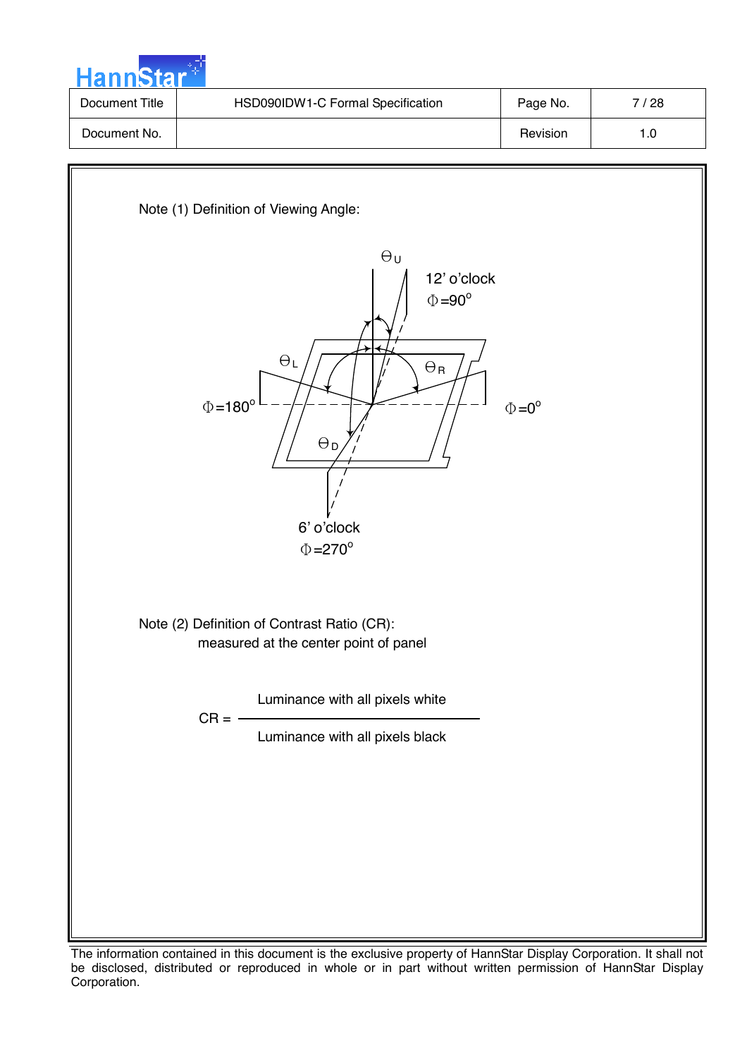Note (1) Definition of Viewing Angle:

$\Theta_U$

12' o'clock
$\Phi$=90°

$\Theta_L$

$\Theta_R$

$\Phi$=180°

$\Phi$=0°

$\Theta_D$

6' o'clock
$\Phi$=270°

Note (2) Definition of Contrast Ratio (CR):
measured at the center point of panel

$$CR = \frac{\text{Luminance with all pixels white}}{\text{Luminance with all pixels black}}$$

The information contained in this document is the exclusive property of HannStar Display Corporation. It shall not be disclosed, distributed or reproduced in whole or in part without written permission of HannStar Display Corporation.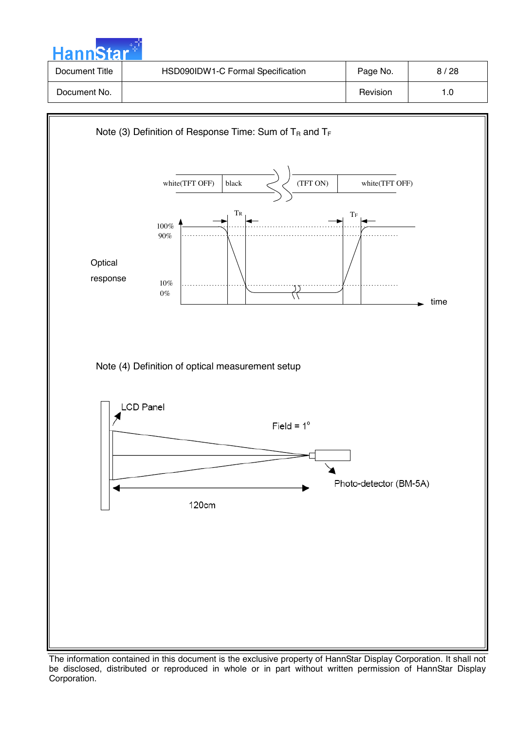Note (3) Definition of Response Time: Sum of $T_R$ and $T_F$

white(TFT OFF) | black | (TFT ON) | white(TFT OFF)

$T_R$ $T_F$

100%
90%

Optical response

10%
0%

time

Note (4) Definition of optical measurement setup

LCD Panel

Field = 1°

Photo-detector (BM-5A)

120cm

The information contained in this document is the exclusive property of HannStar Display Corporation. It shall not be disclosed, distributed or reproduced in whole or in part without written permission of HannStar Display Corporation.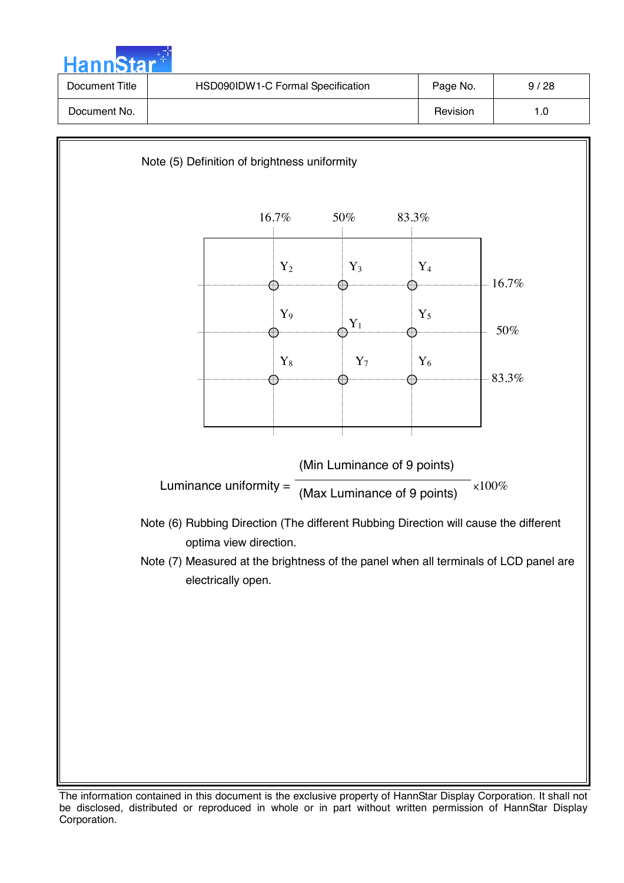Note (5) Definition of brightness uniformity

16.7% 50% 83.3%

$Y_2$ $Y_3$ $Y_4$ 16.7%

$Y_9$ $Y_1$ $Y_5$ 50%

$Y_8$ $Y_7$ $Y_6$ 83.3%

$$\text{Luminance uniformity} = \frac{\text{(Min Luminance of 9 points)}}{\text{(Max Luminance of 9 points)}} \times 100\%$$

Note (6) Rubbing Direction (The different Rubbing Direction will cause the different optima view direction.

Note (7) Measured at the brightness of the panel when all terminals of LCD panel are electrically open.

The information contained in this document is the exclusive property of HannStar Display Corporation. It shall not be disclosed, distributed or reproduced in whole or in part without written permission of HannStar Display Corporation.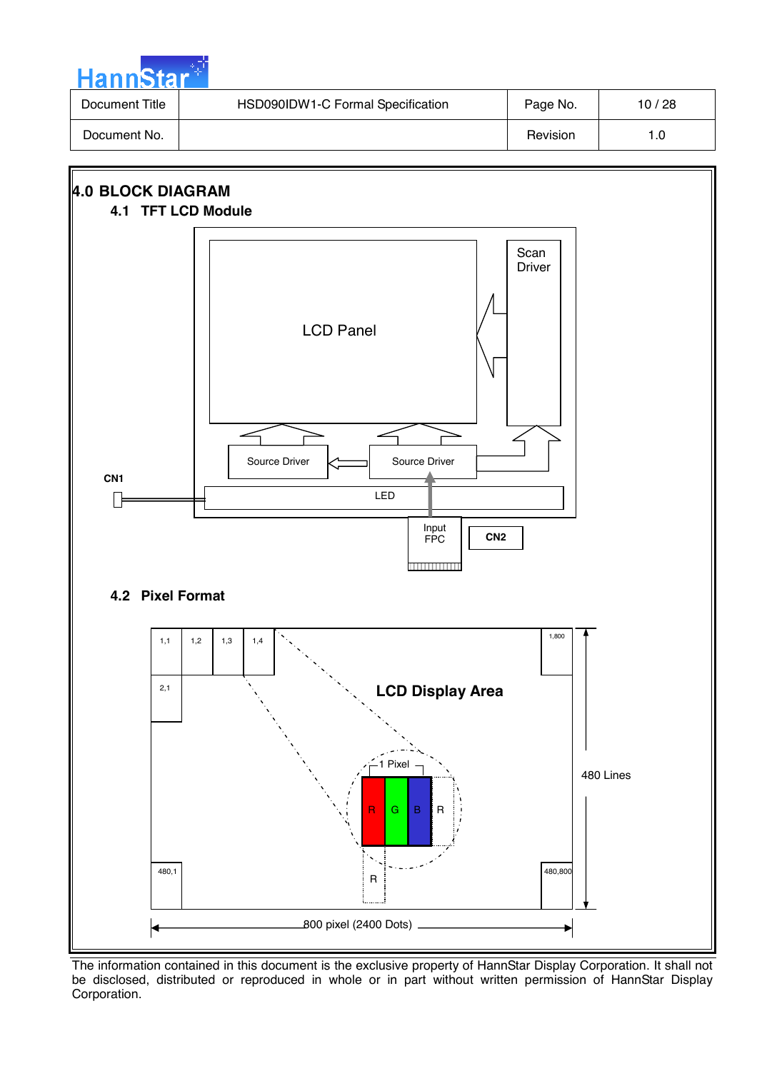# 4.0 BLOCK DIAGRAM

## 4.1 TFT LCD Module

LCD Panel

Scan Driver

Source Driver

Source Driver

CN1

LED

Input FPC

CN2

## 4.2 Pixel Format

1,1 1,2 1,3 1,4 1,800

2,1

LCD Display Area

1 Pixel

R G B R

R

480,1 480,800

480 Lines

800 pixel (2400 Dots)

The information contained in this document is the exclusive property of HannStar Display Corporation. It shall not be disclosed, distributed or reproduced in whole or in part without written permission of HannStar Display Corporation.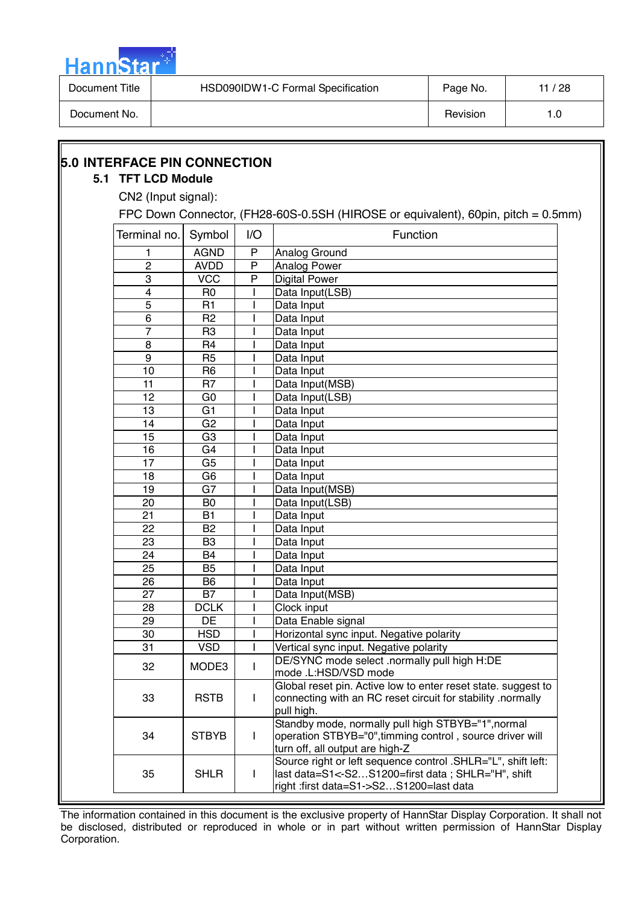## 5.0 INTERFACE PIN CONNECTION

### 5.1 TFT LCD Module

CN2 (Input signal):

FPC Down Connector, (FH28-60S-0.5SH (HIROSE or equivalent), 60pin, pitch = 0.5mm)

| Terminal no. | Symbol | I/O | Function |
|---|---|---|---|
| 1 | AGND | P | Analog Ground |
| 2 | AVDD | P | Analog Power |
| 3 | VCC | P | Digital Power |
| 4 | R0 | I | Data Input(LSB) |
| 5 | R1 | I | Data Input |
| 6 | R2 | I | Data Input |
| 7 | R3 | I | Data Input |
| 8 | R4 | I | Data Input |
| 9 | R5 | I | Data Input |
| 10 | R6 | I | Data Input |
| 11 | R7 | I | Data Input(MSB) |
| 12 | G0 | I | Data Input(LSB) |
| 13 | G1 | I | Data Input |
| 14 | G2 | I | Data Input |
| 15 | G3 | I | Data Input |
| 16 | G4 | I | Data Input |
| 17 | G5 | I | Data Input |
| 18 | G6 | I | Data Input |
| 19 | G7 | I | Data Input(MSB) |
| 20 | B0 | I | Data Input(LSB) |
| 21 | B1 | I | Data Input |
| 22 | B2 | I | Data Input |
| 23 | B3 | I | Data Input |
| 24 | B4 | I | Data Input |
| 25 | B5 | I | Data Input |
| 26 | B6 | I | Data Input |
| 27 | B7 | I | Data Input(MSB) |
| 28 | DCLK | I | Clock input |
| 29 | DE | I | Data Enable signal |
| 30 | HSD | I | Horizontal sync input. Negative polarity |
| 31 | VSD | I | Vertical sync input. Negative polarity |
| 32 | MODE3 | I | DE/SYNC mode select .normally pull high H:DE mode .L:HSD/VSD mode |
| 33 | RSTB | I | Global reset pin. Active low to enter reset state. suggest to connecting with an RC reset circuit for stability .normally pull high. |
| 34 | STBYB | I | Standby mode, normally pull high STBYB="1",normal operation STBYB="0",timming control , source driver will turn off, all output are high-Z |
| 35 | SHLR | I | Source right or left sequence control .SHLR="L", shift left: last data=S1<-S2…S1200=first data ; SHLR="H", shift right :first data=S1->S2…S1200=last data |

The information contained in this document is the exclusive property of HannStar Display Corporation. It shall not be disclosed, distributed or reproduced in whole or in part without written permission of HannStar Display Corporation.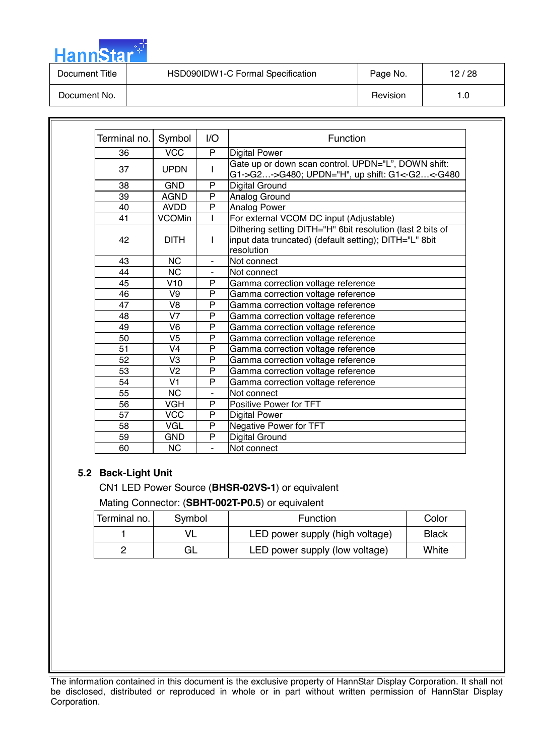| Terminal no. | Symbol | I/O | Function |
| --- | --- | --- | --- |
| 36 | VCC | P | Digital Power |
| 37 | UPDN | I | Gate up or down scan control. UPDN="L", DOWN shift: G1->G2…->G480; UPDN="H", up shift: G1<-G2…<-G480 |
| 38 | GND | P | Digital Ground |
| 39 | AGND | P | Analog Ground |
| 40 | AVDD | P | Analog Power |
| 41 | VCOMin | I | For external VCOM DC input (Adjustable) |
| 42 | DITH | I | Dithering setting DITH="H" 6bit resolution (last 2 bits of input data truncated) (default setting); DITH="L" 8bit resolution |
| 43 | NC | - | Not connect |
| 44 | NC | - | Not connect |
| 45 | V10 | P | Gamma correction voltage reference |
| 46 | V9 | P | Gamma correction voltage reference |
| 47 | V8 | P | Gamma correction voltage reference |
| 48 | V7 | P | Gamma correction voltage reference |
| 49 | V6 | P | Gamma correction voltage reference |
| 50 | V5 | P | Gamma correction voltage reference |
| 51 | V4 | P | Gamma correction voltage reference |
| 52 | V3 | P | Gamma correction voltage reference |
| 53 | V2 | P | Gamma correction voltage reference |
| 54 | V1 | P | Gamma correction voltage reference |
| 55 | NC | - | Not connect |
| 56 | VGH | P | Positive Power for TFT |
| 57 | VCC | P | Digital Power |
| 58 | VGL | P | Negative Power for TFT |
| 59 | GND | P | Digital Ground |
| 60 | NC | - | Not connect |

### 5.2 Back-Light Unit

CN1 LED Power Source (**BHSR-02VS-1**) or equivalent

Mating Connector: (**SBHT-002T-P0.5**) or equivalent

| Terminal no. | Symbol | Function | Color |
| --- | --- | --- | --- |
| 1 | VL | LED power supply (high voltage) | Black |
| 2 | GL | LED power supply (low voltage) | White |

The information contained in this document is the exclusive property of HannStar Display Corporation. It shall not be disclosed, distributed or reproduced in whole or in part without written permission of HannStar Display Corporation.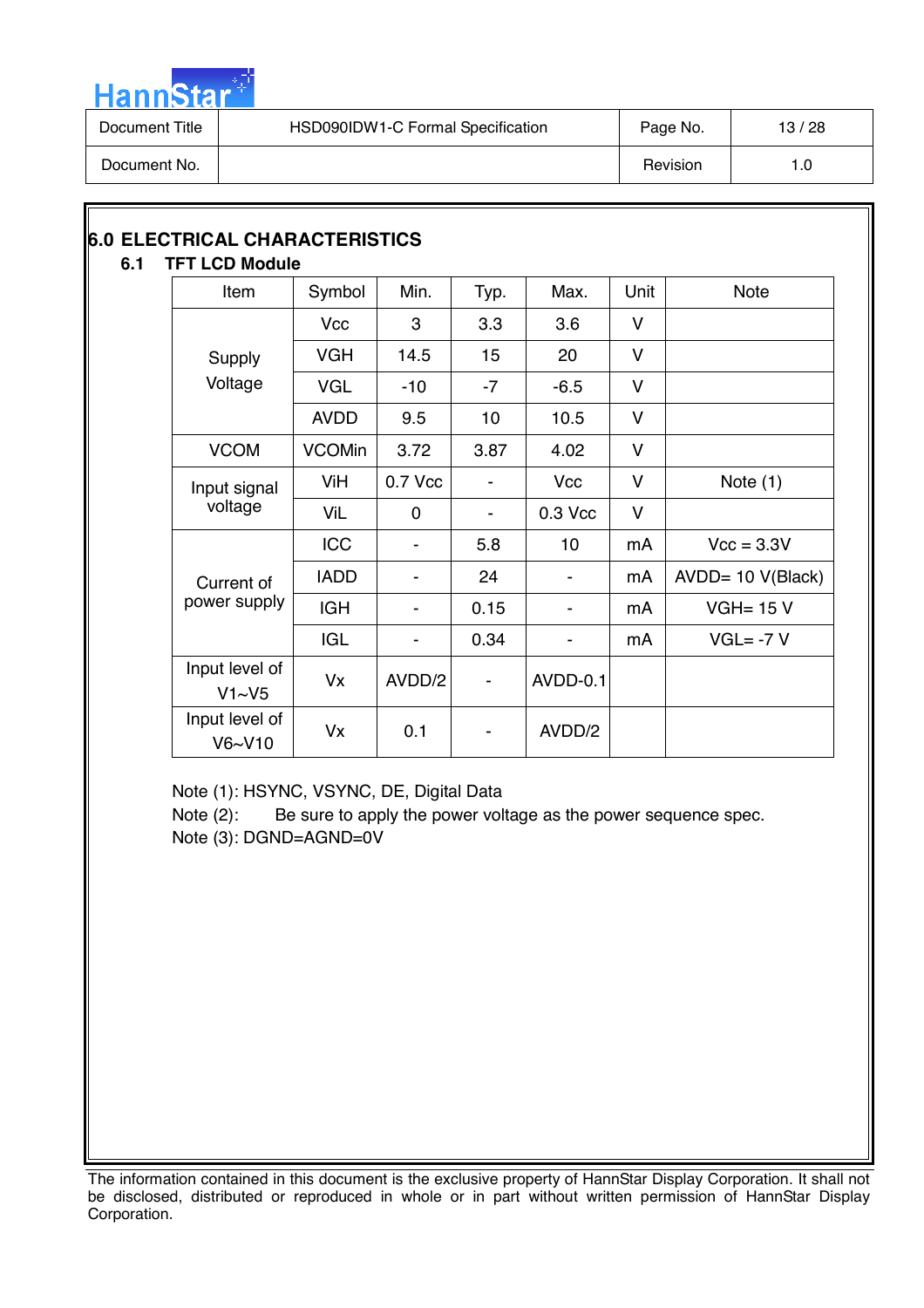## 6.0 ELECTRICAL CHARACTERISTICS

### 6.1 TFT LCD Module

| Item | Symbol | Min. | Typ. | Max. | Unit | Note |
|---|---|---|---|---|---|---|
| Supply Voltage | Vcc | 3 | 3.3 | 3.6 | V | |
| | VGH | 14.5 | 15 | 20 | V | |
| | VGL | -10 | -7 | -6.5 | V | |
| | AVDD | 9.5 | 10 | 10.5 | V | |
| VCOM | VCOMin | 3.72 | 3.87 | 4.02 | V | |
| Input signal voltage | ViH | 0.7 Vcc | - | Vcc | V | Note (1) |
| | ViL | 0 | - | 0.3 Vcc | V | |
| Current of power supply | ICC | - | 5.8 | 10 | mA | Vcc = 3.3V |
| | IADD | - | 24 | - | mA | AVDD= 10 V(Black) |
| | IGH | - | 0.15 | - | mA | VGH= 15 V |
| | IGL | - | 0.34 | - | mA | VGL= -7 V |
| Input level of V1~V5 | Vx | AVDD/2 | - | AVDD-0.1 | | |
| Input level of V6~V10 | Vx | 0.1 | - | AVDD/2 | | |

Note (1): HSYNC, VSYNC, DE, Digital Data

Note (2): Be sure to apply the power voltage as the power sequence spec.

Note (3): DGND=AGND=0V

The information contained in this document is the exclusive property of HannStar Display Corporation. It shall not be disclosed, distributed or reproduced in whole or in part without written permission of HannStar Display Corporation.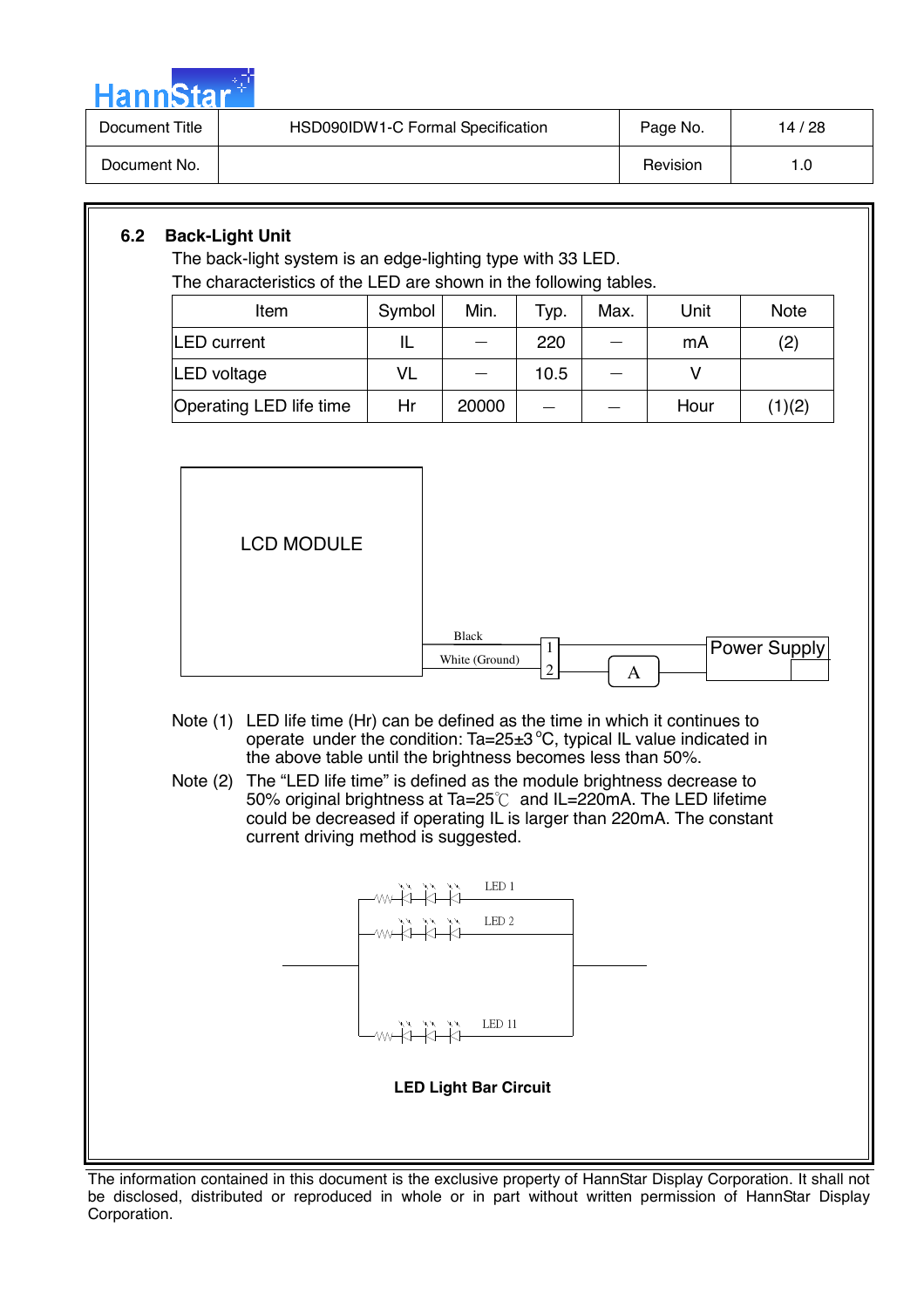### 6.2 Back-Light Unit

The back-light system is an edge-lighting type with 33 LED.

The characteristics of the LED are shown in the following tables.

| Item | Symbol | Min. | Typ. | Max. | Unit | Note |
|---|---|---|---|---|---|---|
| LED current | IL | — | 220 | — | mA | (2) |
| LED voltage | VL | — | 10.5 | — | V | |
| Operating LED life time | Hr | 20000 | — | — | Hour | (1)(2) |

LCD MODULE

Black

White (Ground)

1

2

A

Power Supply

Note (1) LED life time (Hr) can be defined as the time in which it continues to operate under the condition: Ta=25±3 °C, typical IL value indicated in the above table until the brightness becomes less than 50%.

Note (2) The "LED life time" is defined as the module brightness decrease to 50% original brightness at Ta=25℃ and IL=220mA. The LED lifetime could be decreased if operating IL is larger than 220mA. The constant current driving method is suggested.

LED 1

LED 2

LED 11

**LED Light Bar Circuit**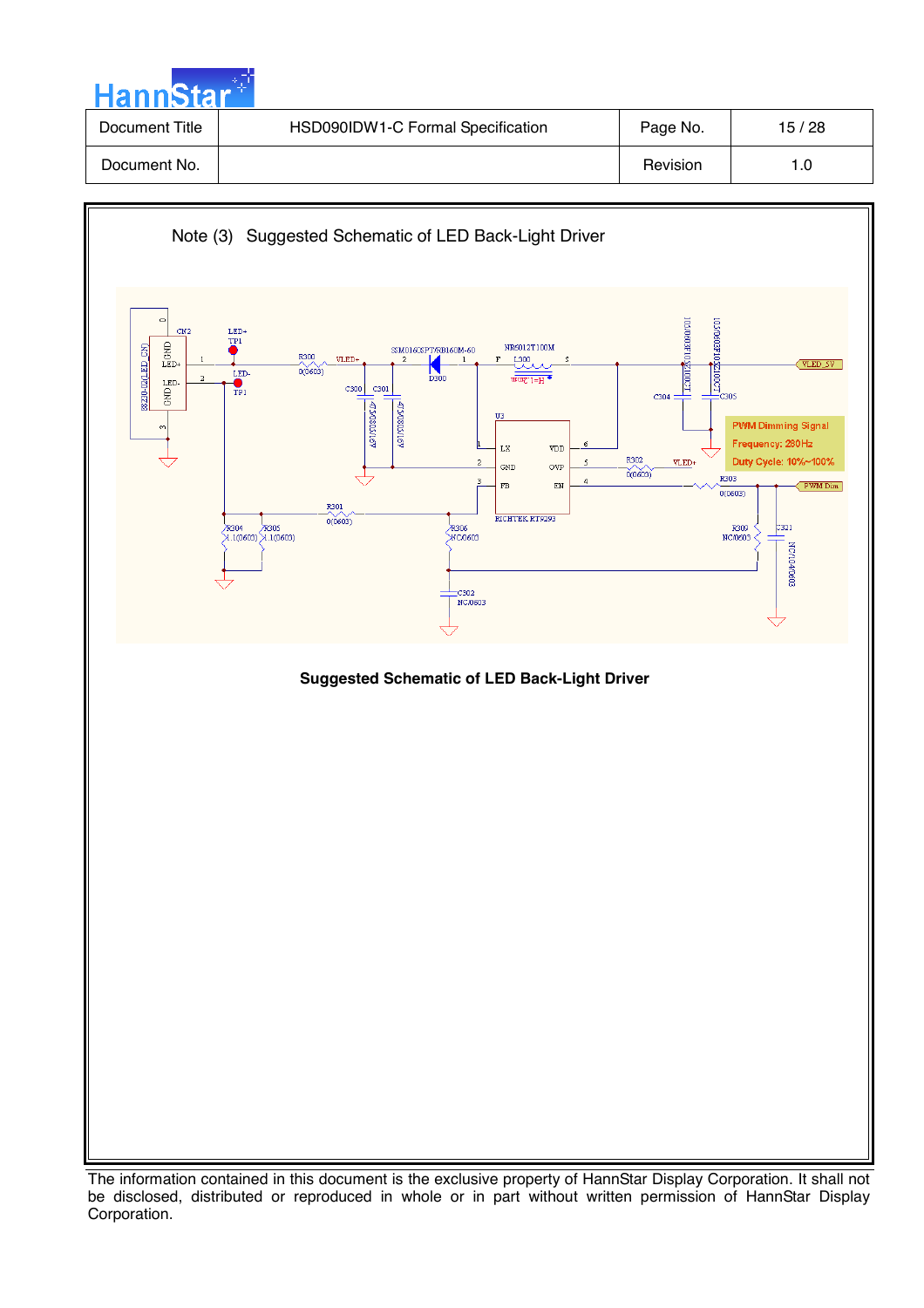Note (3) Suggested Schematic of LED Back-Light Driver

**Suggested Schematic of LED Back-Light Driver**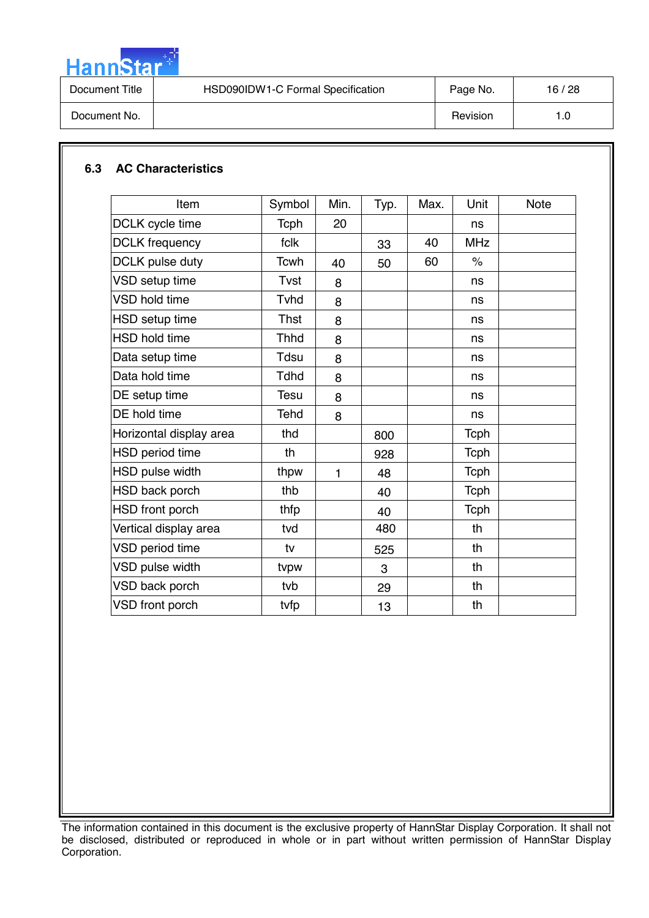## 6.3 AC Characteristics

| Item | Symbol | Min. | Typ. | Max. | Unit | Note |
|---|---|---|---|---|---|---|
| DCLK cycle time | Tcph | 20 | | | ns | |
| DCLK frequency | fclk | | 33 | 40 | MHz | |
| DCLK pulse duty | Tcwh | 40 | 50 | 60 | % | |
| VSD setup time | Tvst | 8 | | | ns | |
| VSD hold time | Tvhd | 8 | | | ns | |
| HSD setup time | Thst | 8 | | | ns | |
| HSD hold time | Thhd | 8 | | | ns | |
| Data setup time | Tdsu | 8 | | | ns | |
| Data hold time | Tdhd | 8 | | | ns | |
| DE setup time | Tesu | 8 | | | ns | |
| DE hold time | Tehd | 8 | | | ns | |
| Horizontal display area | thd | | 800 | | Tcph | |
| HSD period time | th | | 928 | | Tcph | |
| HSD pulse width | thpw | 1 | 48 | | Tcph | |
| HSD back porch | thb | | 40 | | Tcph | |
| HSD front porch | thfp | | 40 | | Tcph | |
| Vertical display area | tvd | | 480 | | th | |
| VSD period time | tv | | 525 | | th | |
| VSD pulse width | tvpw | | 3 | | th | |
| VSD back porch | tvb | | 29 | | th | |
| VSD front porch | tvfp | | 13 | | th | |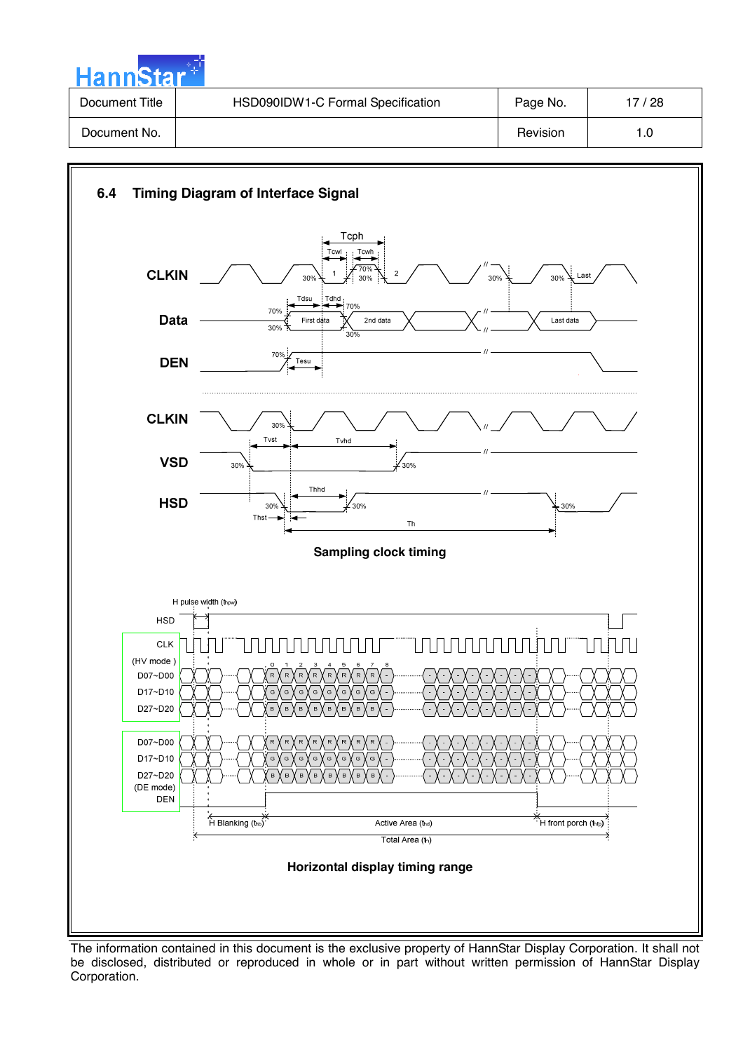## 6.4 Timing Diagram of Interface Signal

CLKIN

Data

DEN

CLKIN

VSD

HSD

Tcph, Tcwl, Tcwh, Tdsu, Tdhd, Tesu, Tvst, Tvhd, Thst, Thhd, Th

1, 2, Last

First data, 2nd data, Last data

30%, 70%

**Sampling clock timing**

H pulse width ($t_{hpw}$)

HSD

CLK (HV mode)

D07~D00

D17~D10

D27~D20

D07~D00

D17~D10

D27~D20 (DE mode)

DEN

H Blanking ($t_{hb}$)

Active Area ($t_{hd}$)

H front porch ($t_{hfp}$)

Total Area ($t_h$)

**Horizontal display timing range**

The information contained in this document is the exclusive property of HannStar Display Corporation. It shall not be disclosed, distributed or reproduced in whole or in part without written permission of HannStar Display Corporation.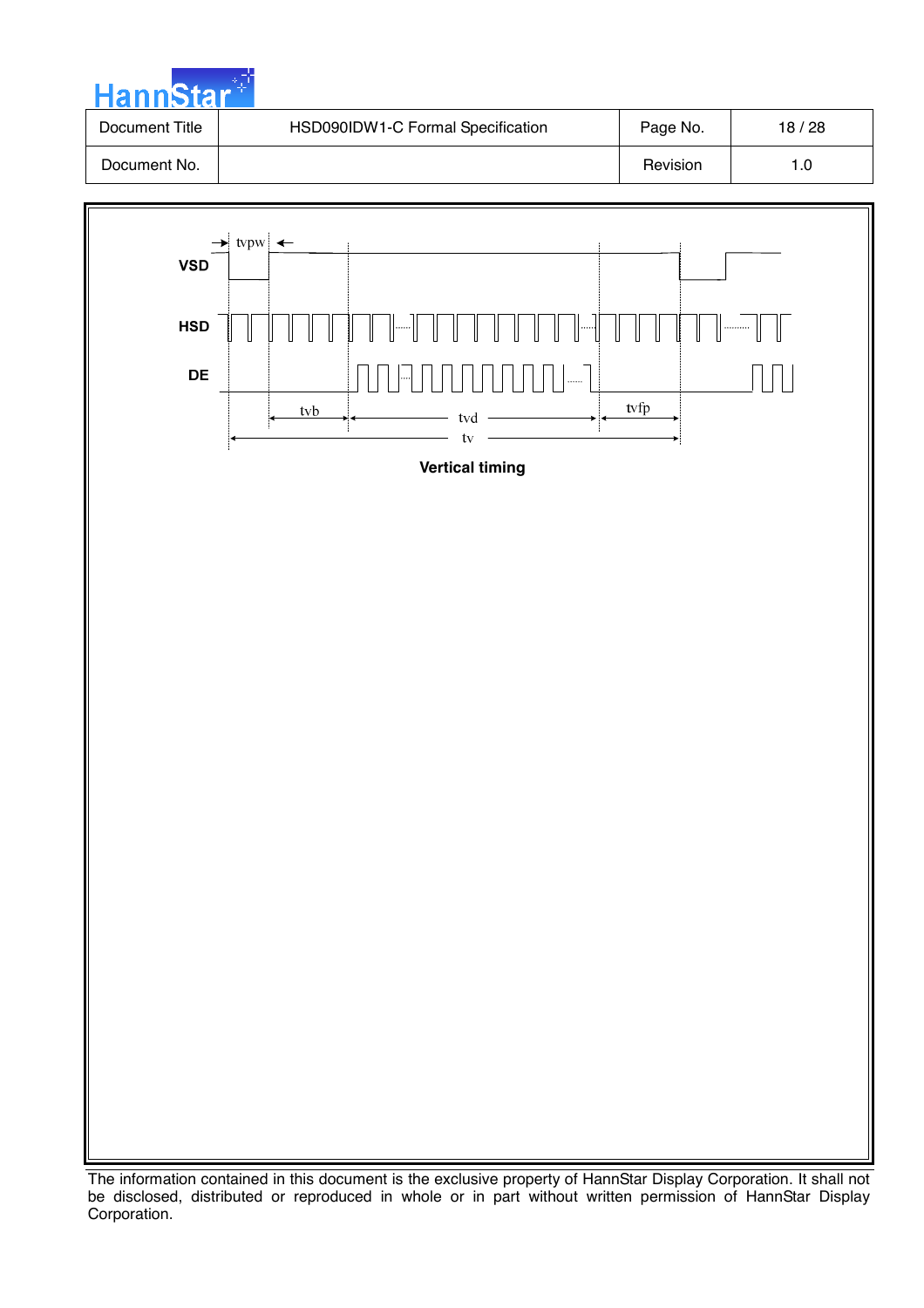VSD

HSD

DE

tvpw

tvb

tvd

tvfp

tv

**Vertical timing**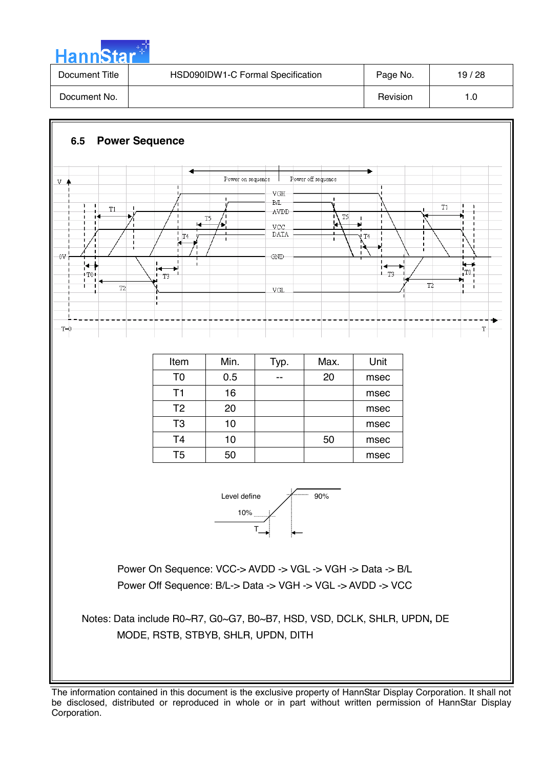### 6.5 Power Sequence

| Item | Min. | Typ. | Max. | Unit |
|---|---|---|---|---|
| T0 | 0.5 | -- | 20 | msec |
| T1 | 16 | | | msec |
| T2 | 20 | | | msec |
| T3 | 10 | | | msec |
| T4 | 10 | | 50 | msec |
| T5 | 50 | | | msec |

Power On Sequence: VCC-> AVDD -> VGL -> VGH -> Data -> B/L

Power Off Sequence: B/L-> Data -> VGH -> VGL -> AVDD -> VCC

Notes: Data include R0~R7, G0~G7, B0~B7, HSD, VSD, DCLK, SHLR, UPDN, DE MODE, RSTB, STBYB, SHLR, UPDN, DITH

The information contained in this document is the exclusive property of HannStar Display Corporation. It shall not be disclosed, distributed or reproduced in whole or in part without written permission of HannStar Display Corporation.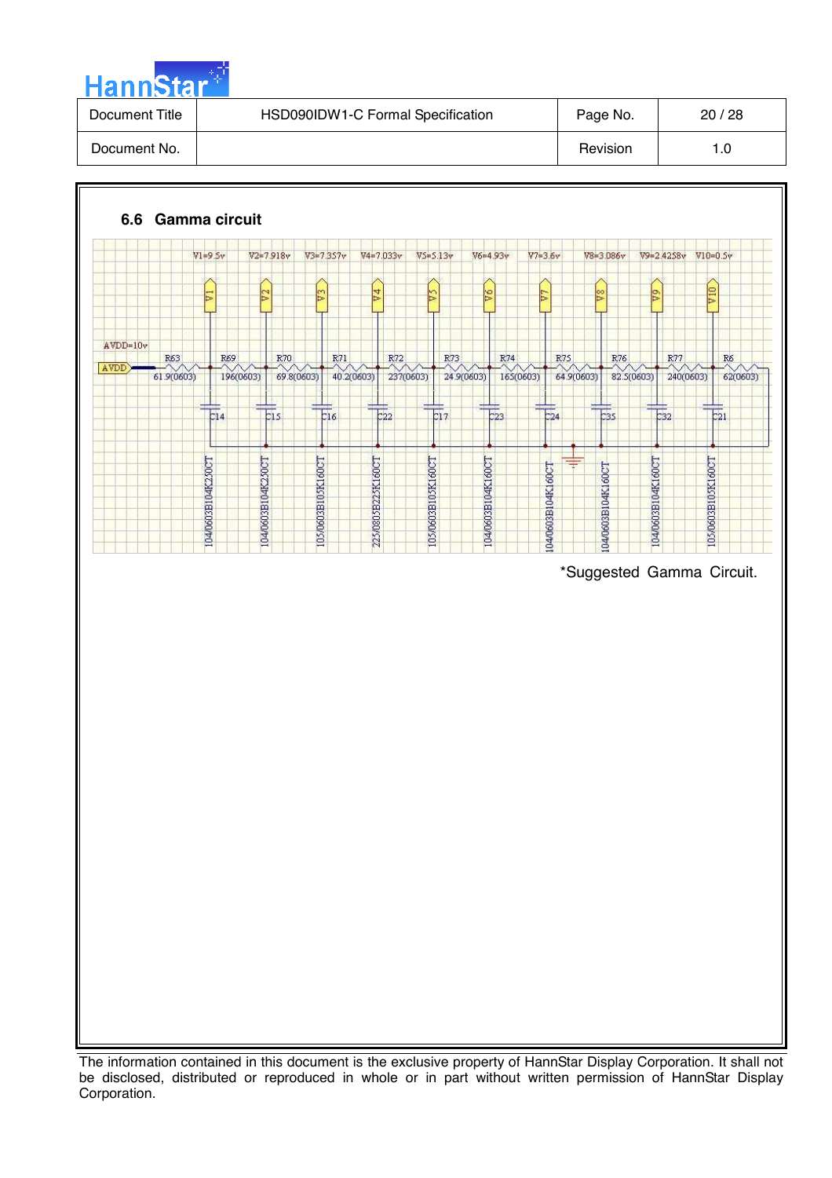### 6.6 Gamma circuit

V1=9.5v V2=7.918v V3=7.357v V4=7.033v V5=5.13v V6=4.93v V7=3.6v V8=3.086v V9=2.4258v V10=0.5v

AVDD=10v

AVDD

R63 61.9(0603)
R69 196(0603)
R70 69.8(0603)
R71 40.2(0603)
R72 237(0603)
R73 24.9(0603)
R74 165(0603)
R75 64.9(0603)
R76 82.5(0603)
R77 240(0603)
R6 62(0603)

C14 104/0603B104K250CT
C15 104/0603B104K250CT
C16 105/0603B105K160CT
C22 225/0805B225K160CT
C17 105/0603B105K160CT
C23 104/0603B104K160CT
C24 104/0603B104K160CT
C35 104/0603B104K160CT
C32 104/0603B104K160CT
C21 105/0603B105K160CT

*Suggested Gamma Circuit.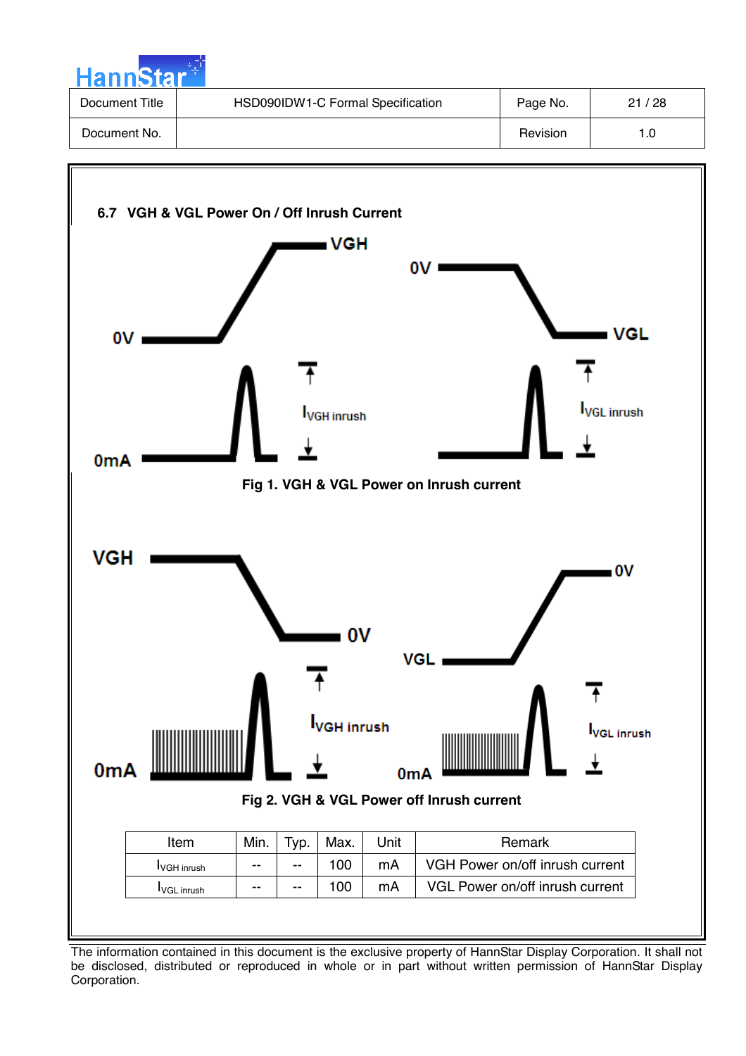## 6.7 VGH & VGL Power On / Off Inrush Current

Fig 1. VGH & VGL Power on Inrush current

Fig 2. VGH & VGL Power off Inrush current

| Item | Min. | Typ. | Max. | Unit | Remark |
|---|---|---|---|---|---|
| $I_{VGH\ inrush}$ | -- | -- | 100 | mA | VGH Power on/off inrush current |
| $I_{VGL\ inrush}$ | -- | -- | 100 | mA | VGL Power on/off inrush current |

The information contained in this document is the exclusive property of HannStar Display Corporation. It shall not be disclosed, distributed or reproduced in whole or in part without written permission of HannStar Display Corporation.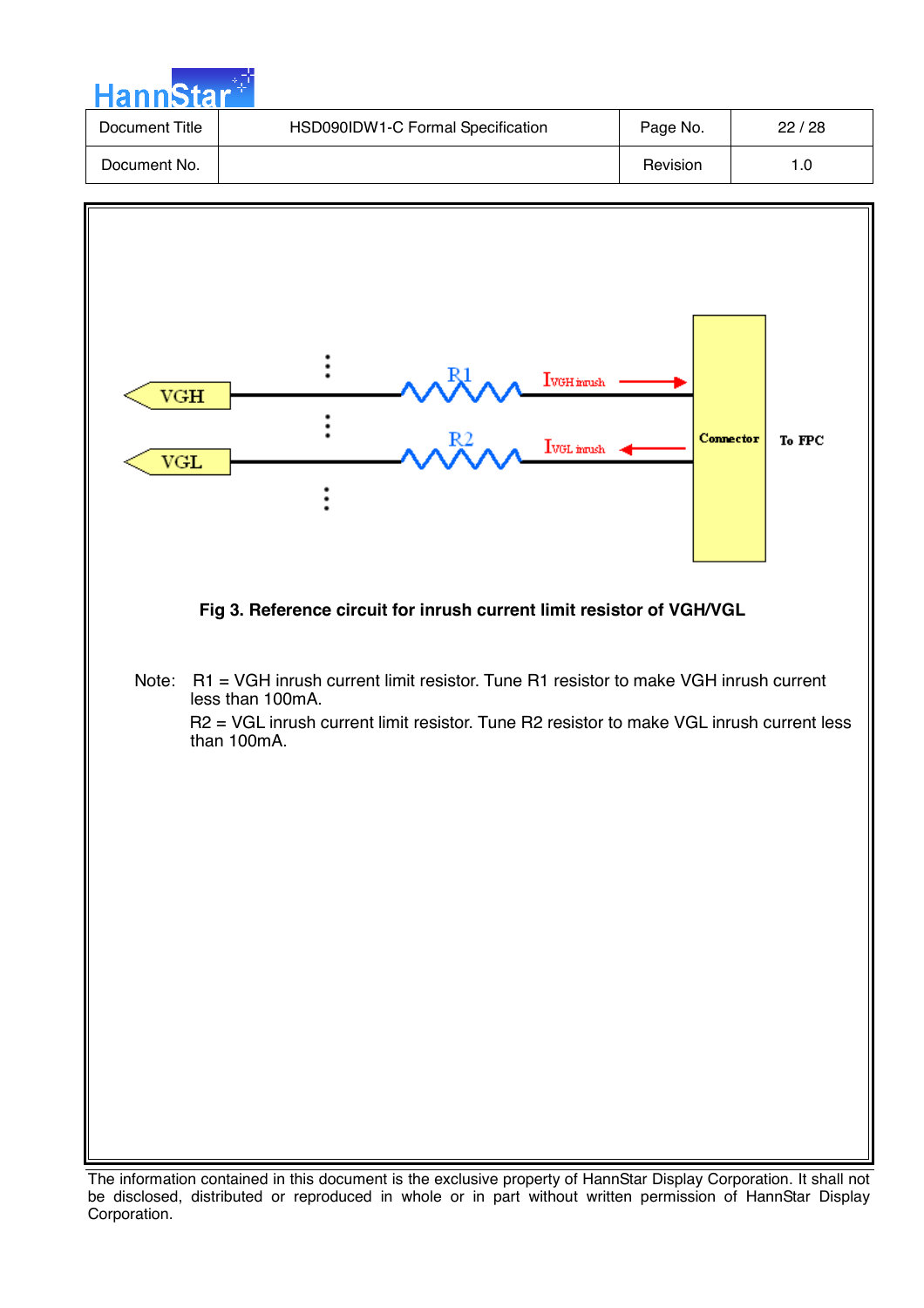**Fig 3. Reference circuit for inrush current limit resistor of VGH/VGL**

Note: R1 = VGH inrush current limit resistor. Tune R1 resistor to make VGH inrush current less than 100mA.

R2 = VGL inrush current limit resistor. Tune R2 resistor to make VGL inrush current less than 100mA.

The information contained in this document is the exclusive property of HannStar Display Corporation. It shall not be disclosed, distributed or reproduced in whole or in part without written permission of HannStar Display Corporation.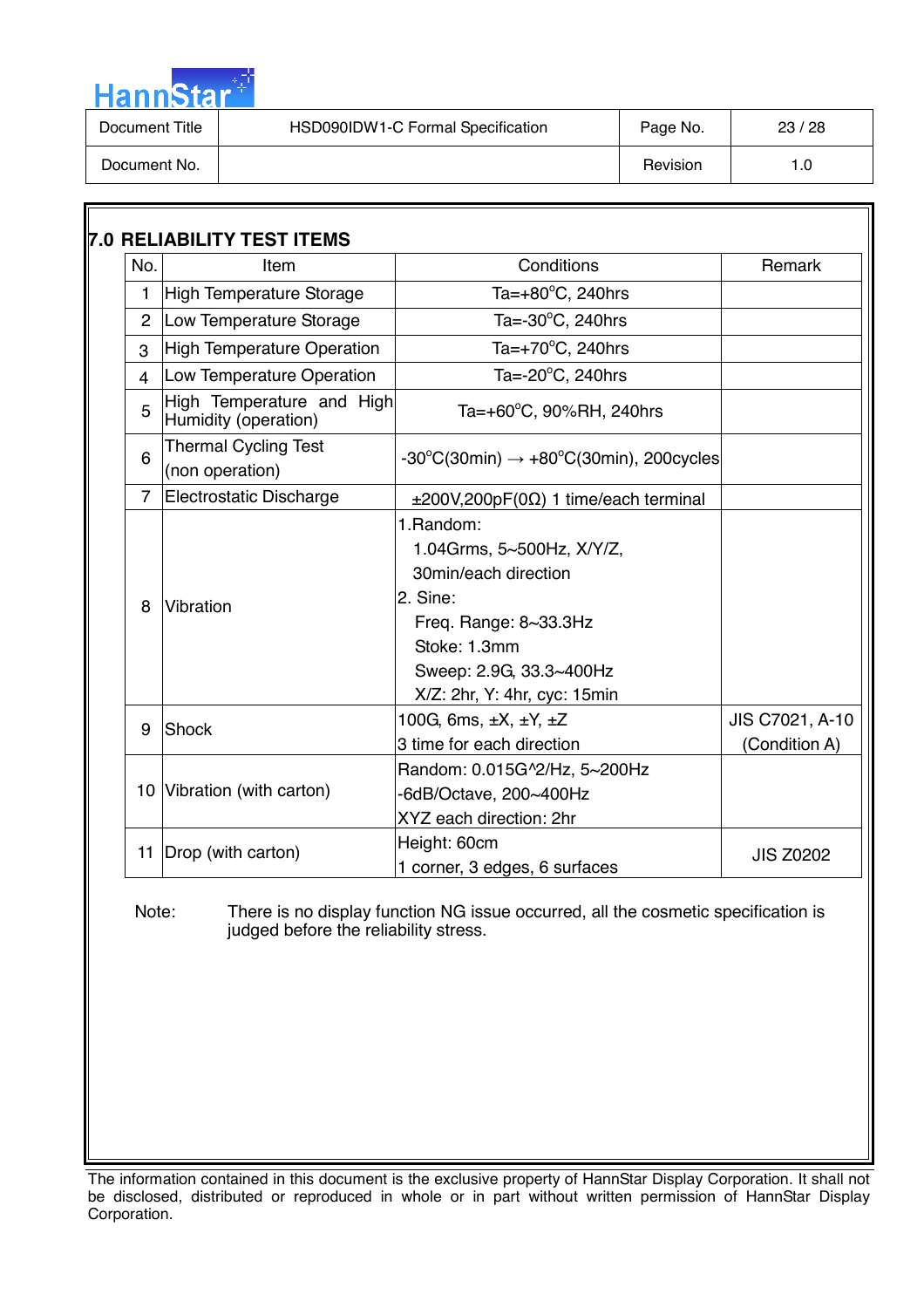## 7.0 RELIABILITY TEST ITEMS

| No. | Item | Conditions | Remark |
|---|---|---|---|
| 1 | High Temperature Storage | Ta=+80°C, 240hrs | |
| 2 | Low Temperature Storage | Ta=-30°C, 240hrs | |
| 3 | High Temperature Operation | Ta=+70°C, 240hrs | |
| 4 | Low Temperature Operation | Ta=-20°C, 240hrs | |
| 5 | High Temperature and High Humidity (operation) | Ta=+60°C, 90%RH, 240hrs | |
| 6 | Thermal Cycling Test (non operation) | -30°C(30min) → +80°C(30min), 200cycles | |
| 7 | Electrostatic Discharge | ±200V,200pF(0Ω) 1 time/each terminal | |
| 8 | Vibration | 1.Random:<br>1.04Grms, 5~500Hz, X/Y/Z,<br>30min/each direction<br>2. Sine:<br>Freq. Range: 8~33.3Hz<br>Stoke: 1.3mm<br>Sweep: 2.9G, 33.3~400Hz<br>X/Z: 2hr, Y: 4hr, cyc: 15min | |
| 9 | Shock | 100G, 6ms, ±X, ±Y, ±Z<br>3 time for each direction | JIS C7021, A-10 (Condition A) |
| 10 | Vibration (with carton) | Random: 0.015G^2/Hz, 5~200Hz<br>-6dB/Octave, 200~400Hz<br>XYZ each direction: 2hr | |
| 11 | Drop (with carton) | Height: 60cm<br>1 corner, 3 edges, 6 surfaces | JIS Z0202 |

Note: There is no display function NG issue occurred, all the cosmetic specification is judged before the reliability stress.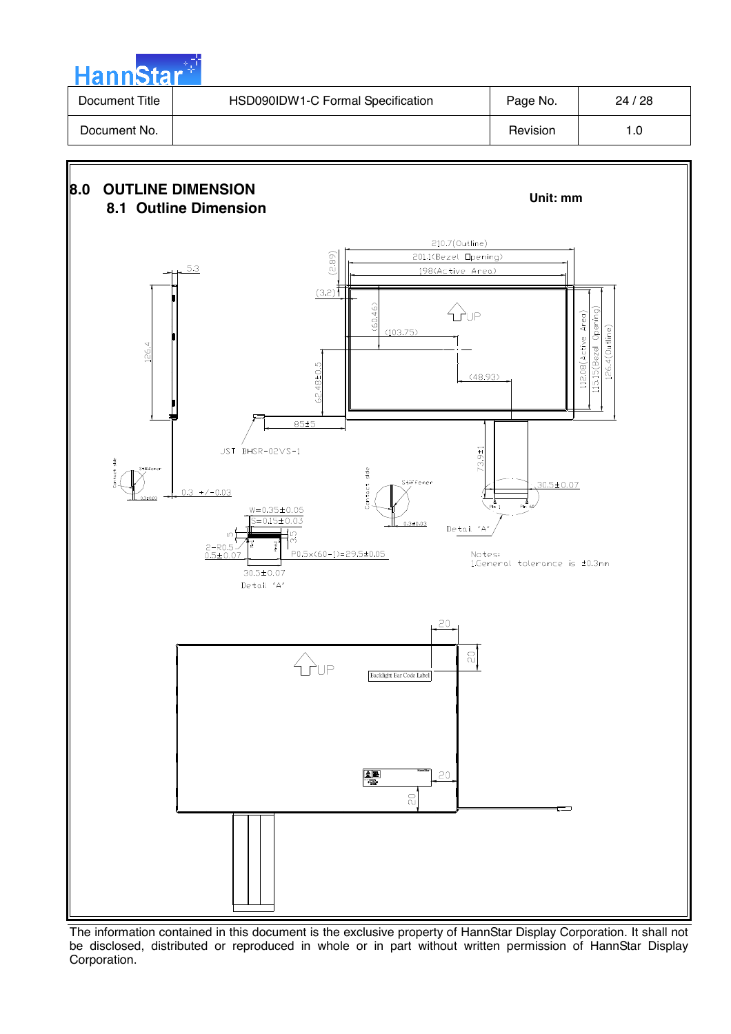# 8.0 OUTLINE DIMENSION

## 8.1 Outline Dimension

**Unit: mm**

210.7(Outline)

201.1(Bezel Opening)

198(Active Area)

(2.89)

(3.2)

(60.46)

(103.75)

(48.93)

112.08(Active Area)

115.15(Bezel Opening)

126.4(Outline)

5.3

126.4

62.48±0.5

85±5

JST BHSR-02VS-1

73.9±1

30.5±0.07

0.3 +/-0.03

W=0.35±0.05

S=0.15±0.03

2-R0.5

0.5±0.07

P0.5×(60-1)=29.5±0.05

30.5±0.07

Detail "A"

Notes:

1.General tolerance is ±0.3mm

Backlight Bar Code Label

20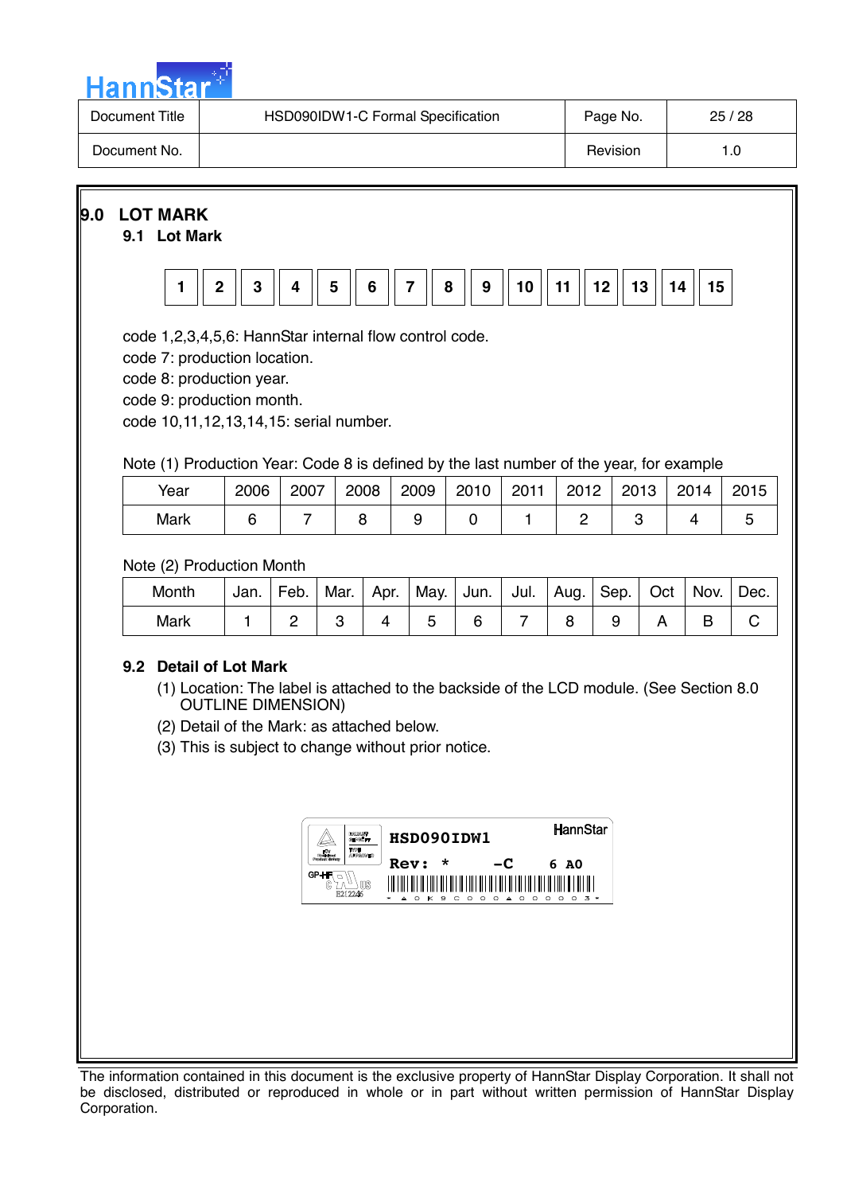## 9.0 LOT MARK

### 9.1 Lot Mark

| 1 | 2 | 3 | 4 | 5 | 6 | 7 | 8 | 9 | 10 | 11 | 12 | 13 | 14 | 15 |
|---|---|---|---|---|---|---|---|---|---|---|---|---|---|---|

code 1,2,3,4,5,6: HannStar internal flow control code.
code 7: production location.
code 8: production year.
code 9: production month.
code 10,11,12,13,14,15: serial number.

Note (1) Production Year: Code 8 is defined by the last number of the year, for example

| Year | 2006 | 2007 | 2008 | 2009 | 2010 | 2011 | 2012 | 2013 | 2014 | 2015 |
|---|---|---|---|---|---|---|---|---|---|---|
| Mark | 6 | 7 | 8 | 9 | 0 | 1 | 2 | 3 | 4 | 5 |

Note (2) Production Month

| Month | Jan. | Feb. | Mar. | Apr. | May. | Jun. | Jul. | Aug. | Sep. | Oct | Nov. | Dec. |
|---|---|---|---|---|---|---|---|---|---|---|---|---|
| Mark | 1 | 2 | 3 | 4 | 5 | 6 | 7 | 8 | 9 | A | B | C |

### 9.2 Detail of Lot Mark

(1) Location: The label is attached to the backside of the LCD module. (See Section 8.0 OUTLINE DIMENSION)

(2) Detail of the Mark: as attached below.

(3) This is subject to change without prior notice.

HSD090IDW1 HannStar
Rev: * -C 6 A0
E212246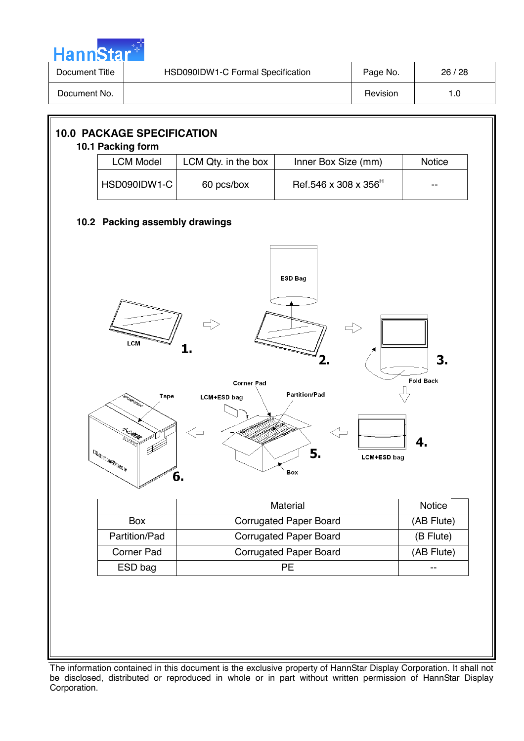# 10.0 PACKAGE SPECIFICATION

## 10.1 Packing form

| LCM Model | LCM Qty. in the box | Inner Box Size (mm) | Notice |
|---|---|---|---|
| HSD090IDW1-C | 60 pcs/box | Ref.546 x 308 x 356H | -- |

## 10.2 Packing assembly drawings

ESD Bag

LCM

1.

2.

3.

Fold Back

Corner Pad

Tape

LCM+ESD bag

Partition/Pad

5.

4.

LCM+ESD bag

Box

6.

| | Material | Notice |
|---|---|---|
| Box | Corrugated Paper Board | (AB Flute) |
| Partition/Pad | Corrugated Paper Board | (B Flute) |
| Corner Pad | Corrugated Paper Board | (AB Flute) |
| ESD bag | PE | -- |

The information contained in this document is the exclusive property of HannStar Display Corporation. It shall not be disclosed, distributed or reproduced in whole or in part without written permission of HannStar Display Corporation.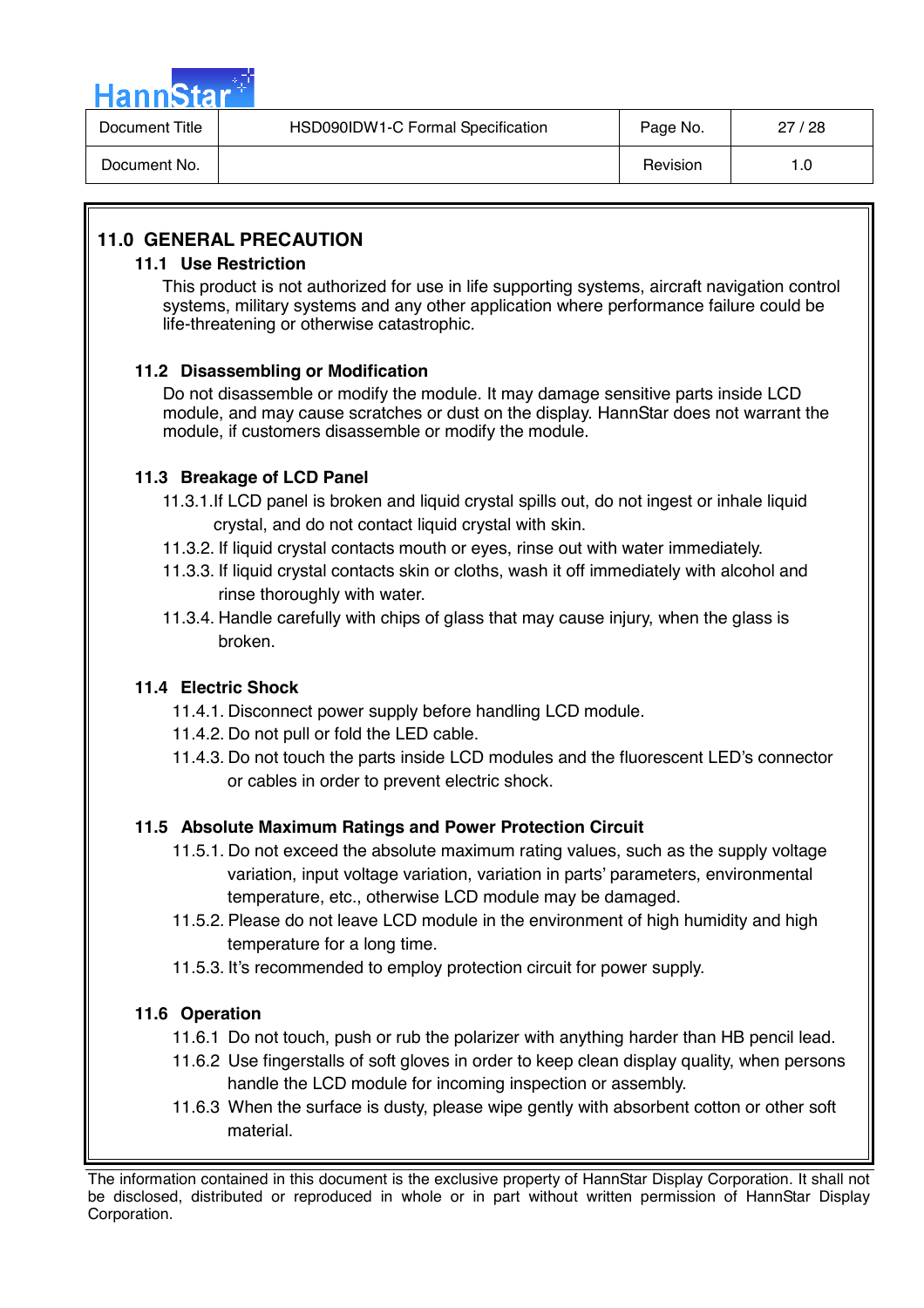## 11.0 GENERAL PRECAUTION

### 11.1 Use Restriction

This product is not authorized for use in life supporting systems, aircraft navigation control systems, military systems and any other application where performance failure could be life-threatening or otherwise catastrophic.

### 11.2 Disassembling or Modification

Do not disassemble or modify the module. It may damage sensitive parts inside LCD module, and may cause scratches or dust on the display. HannStar does not warrant the module, if customers disassemble or modify the module.

### 11.3 Breakage of LCD Panel

11.3.1.If LCD panel is broken and liquid crystal spills out, do not ingest or inhale liquid crystal, and do not contact liquid crystal with skin.

11.3.2. If liquid crystal contacts mouth or eyes, rinse out with water immediately.

11.3.3. If liquid crystal contacts skin or cloths, wash it off immediately with alcohol and rinse thoroughly with water.

11.3.4. Handle carefully with chips of glass that may cause injury, when the glass is broken.

### 11.4 Electric Shock

11.4.1. Disconnect power supply before handling LCD module.

11.4.2. Do not pull or fold the LED cable.

11.4.3. Do not touch the parts inside LCD modules and the fluorescent LED's connector or cables in order to prevent electric shock.

### 11.5 Absolute Maximum Ratings and Power Protection Circuit

11.5.1. Do not exceed the absolute maximum rating values, such as the supply voltage variation, input voltage variation, variation in parts' parameters, environmental temperature, etc., otherwise LCD module may be damaged.

11.5.2. Please do not leave LCD module in the environment of high humidity and high temperature for a long time.

11.5.3. It's recommended to employ protection circuit for power supply.

### 11.6 Operation

11.6.1 Do not touch, push or rub the polarizer with anything harder than HB pencil lead.

11.6.2 Use fingerstalls of soft gloves in order to keep clean display quality, when persons handle the LCD module for incoming inspection or assembly.

11.6.3 When the surface is dusty, please wipe gently with absorbent cotton or other soft material.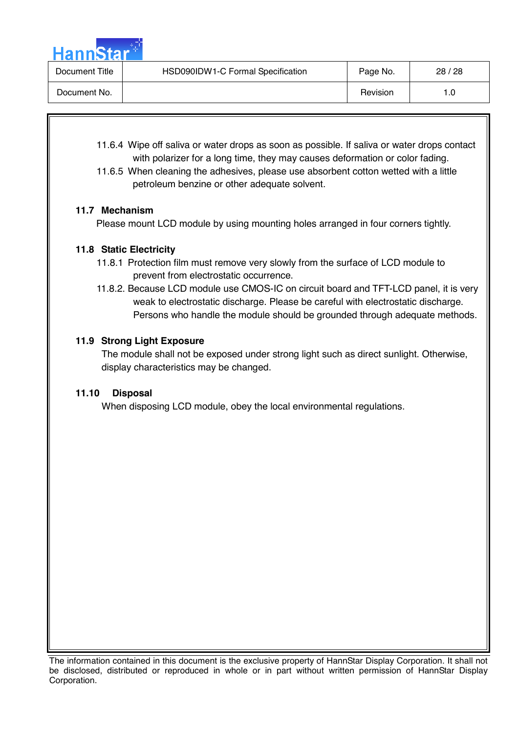11.6.4 Wipe off saliva or water drops as soon as possible. If saliva or water drops contact with polarizer for a long time, they may causes deformation or color fading.

11.6.5 When cleaning the adhesives, please use absorbent cotton wetted with a little petroleum benzine or other adequate solvent.

### 11.7 Mechanism

Please mount LCD module by using mounting holes arranged in four corners tightly.

### 11.8 Static Electricity

11.8.1 Protection film must remove very slowly from the surface of LCD module to prevent from electrostatic occurrence.

11.8.2. Because LCD module use CMOS-IC on circuit board and TFT-LCD panel, it is very weak to electrostatic discharge. Please be careful with electrostatic discharge. Persons who handle the module should be grounded through adequate methods.

### 11.9 Strong Light Exposure

The module shall not be exposed under strong light such as direct sunlight. Otherwise, display characteristics may be changed.

### 11.10 Disposal

When disposing LCD module, obey the local environmental regulations.